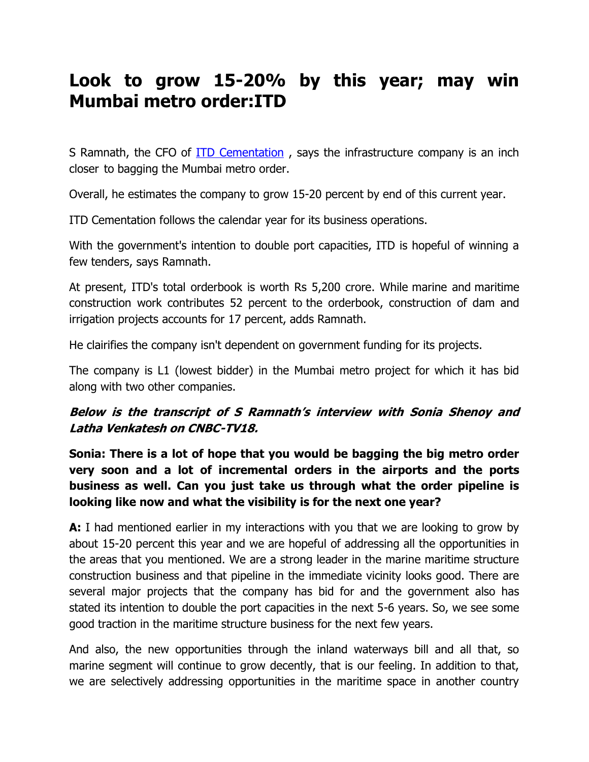# Look to grow 15-20% by this year; may win Mumbai metro order:ITD

S Ramnath, the CFO of [ITD Cementation](), says the infrastructure company is an inch closer to bagging the Mumbai metro order.

Overall, he estimates the company to grow 15-20 percent by end of this current year.

ITD Cementation follows the calendar year for its business operations.

With the government's intention to double port capacities, ITD is hopeful of winning a few tenders, says Ramnath.

At present, ITD's total orderbook is worth Rs 5,200 crore. While marine and maritime construction work contributes 52 percent to the orderbook, construction of dam and irrigation projects accounts for 17 percent, adds Ramnath.

He clairifies the company isn't dependent on government funding for its projects.

The company is L1 (lowest bidder) in the Mumbai metro project for which it has bid along with two other companies.

***Below is the transcript of S Ramnath's interview with Sonia Shenoy and Latha Venkatesh on CNBC-TV18.***

**Sonia: There is a lot of hope that you would be bagging the big metro order very soon and a lot of incremental orders in the airports and the ports business as well. Can you just take us through what the order pipeline is looking like now and what the visibility is for the next one year?**

**A:** I had mentioned earlier in my interactions with you that we are looking to grow by about 15-20 percent this year and we are hopeful of addressing all the opportunities in the areas that you mentioned. We are a strong leader in the marine maritime structure construction business and that pipeline in the immediate vicinity looks good. There are several major projects that the company has bid for and the government also has stated its intention to double the port capacities in the next 5-6 years. So, we see some good traction in the maritime structure business for the next few years.

And also, the new opportunities through the inland waterways bill and all that, so marine segment will continue to grow decently, that is our feeling. In addition to that, we are selectively addressing opportunities in the maritime space in another country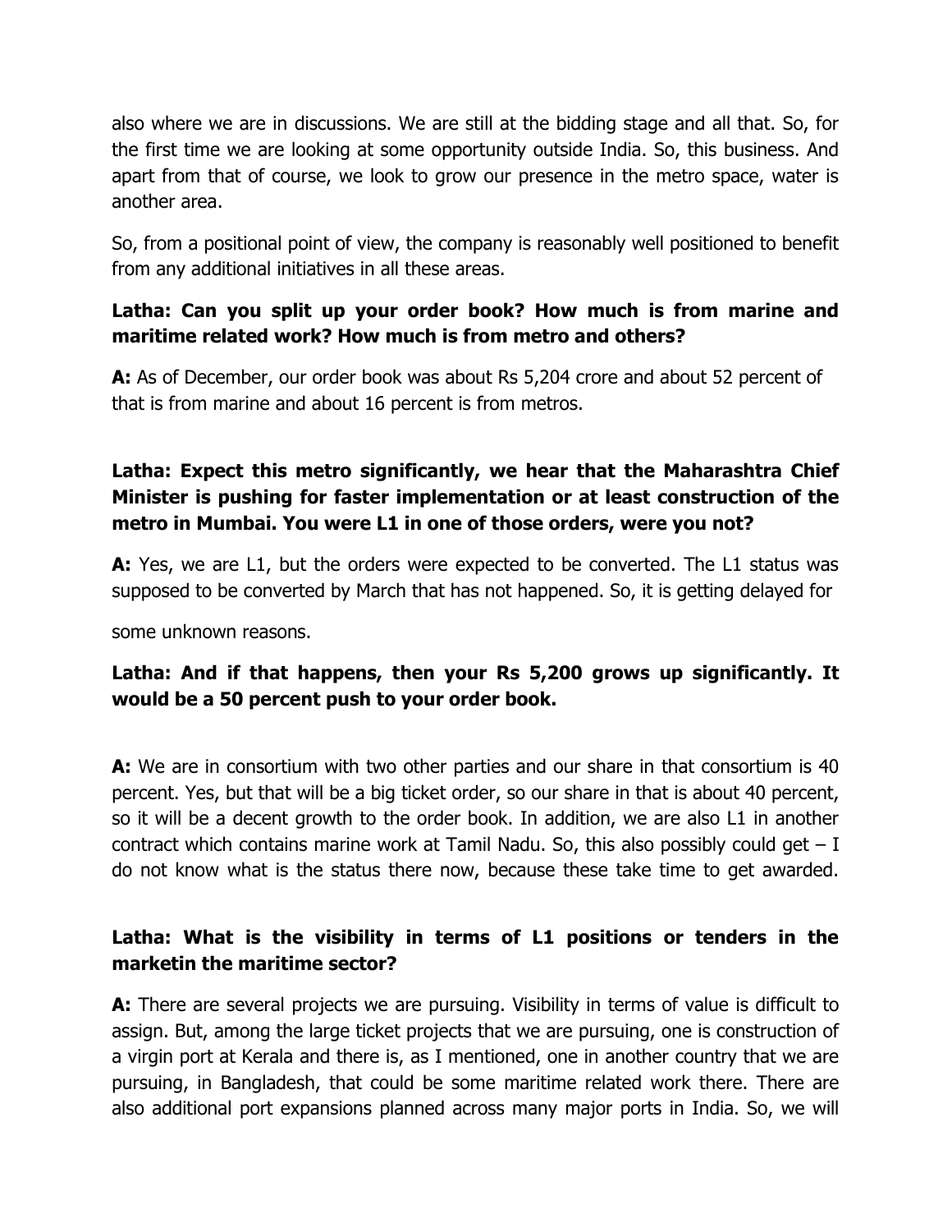also where we are in discussions. We are still at the bidding stage and all that. So, for the first time we are looking at some opportunity outside India. So, this business. And apart from that of course, we look to grow our presence in the metro space, water is another area.

So, from a positional point of view, the company is reasonably well positioned to benefit from any additional initiatives in all these areas.

**Latha: Can you split up your order book? How much is from marine and maritime related work? How much is from metro and others?**

**A:** As of December, our order book was about Rs 5,204 crore and about 52 percent of that is from marine and about 16 percent is from metros.

**Latha: Expect this metro significantly, we hear that the Maharashtra Chief Minister is pushing for faster implementation or at least construction of the metro in Mumbai. You were L1 in one of those orders, were you not?**

**A:** Yes, we are L1, but the orders were expected to be converted. The L1 status was supposed to be converted by March that has not happened. So, it is getting delayed for

some unknown reasons.

**Latha: And if that happens, then your Rs 5,200 grows up significantly. It would be a 50 percent push to your order book.**

**A:** We are in consortium with two other parties and our share in that consortium is 40 percent. Yes, but that will be a big ticket order, so our share in that is about 40 percent, so it will be a decent growth to the order book. In addition, we are also L1 in another contract which contains marine work at Tamil Nadu. So, this also possibly could get – I do not know what is the status there now, because these take time to get awarded.

**Latha: What is the visibility in terms of L1 positions or tenders in the marketin the maritime sector?**

**A:** There are several projects we are pursuing. Visibility in terms of value is difficult to assign. But, among the large ticket projects that we are pursuing, one is construction of a virgin port at Kerala and there is, as I mentioned, one in another country that we are pursuing, in Bangladesh, that could be some maritime related work there. There are also additional port expansions planned across many major ports in India. So, we will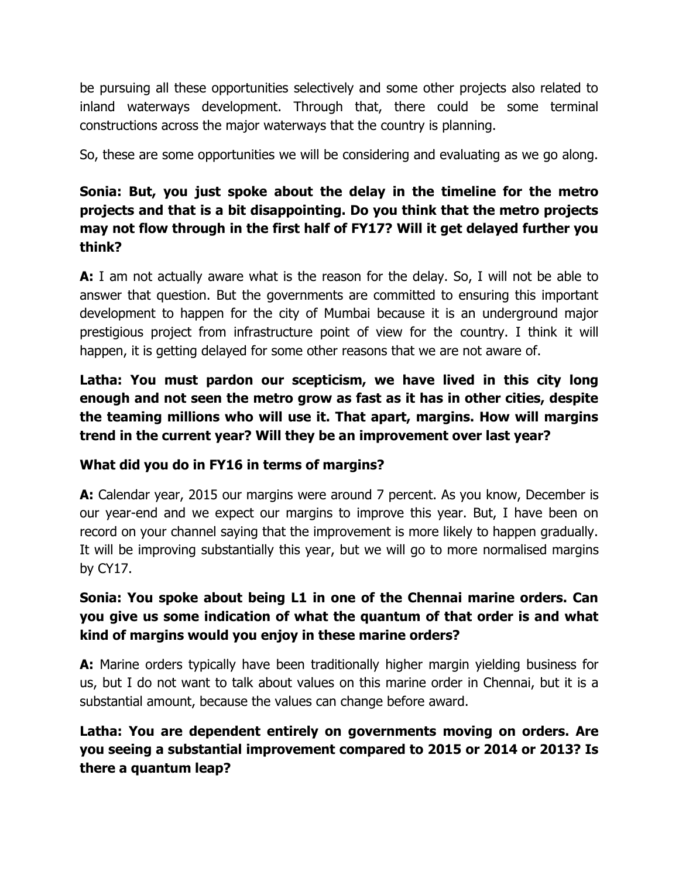be pursuing all these opportunities selectively and some other projects also related to inland waterways development. Through that, there could be some terminal constructions across the major waterways that the country is planning.

So, these are some opportunities we will be considering and evaluating as we go along.

**Sonia: But, you just spoke about the delay in the timeline for the metro projects and that is a bit disappointing. Do you think that the metro projects may not flow through in the first half of FY17? Will it get delayed further you think?**

**A:** I am not actually aware what is the reason for the delay. So, I will not be able to answer that question. But the governments are committed to ensuring this important development to happen for the city of Mumbai because it is an underground major prestigious project from infrastructure point of view for the country. I think it will happen, it is getting delayed for some other reasons that we are not aware of.

**Latha: You must pardon our scepticism, we have lived in this city long enough and not seen the metro grow as fast as it has in other cities, despite the teaming millions who will use it. That apart, margins. How will margins trend in the current year? Will they be an improvement over last year?**

**What did you do in FY16 in terms of margins?**

**A:** Calendar year, 2015 our margins were around 7 percent. As you know, December is our year-end and we expect our margins to improve this year. But, I have been on record on your channel saying that the improvement is more likely to happen gradually. It will be improving substantially this year, but we will go to more normalised margins by CY17.

**Sonia: You spoke about being L1 in one of the Chennai marine orders. Can you give us some indication of what the quantum of that order is and what kind of margins would you enjoy in these marine orders?**

**A:** Marine orders typically have been traditionally higher margin yielding business for us, but I do not want to talk about values on this marine order in Chennai, but it is a substantial amount, because the values can change before award.

**Latha: You are dependent entirely on governments moving on orders. Are you seeing a substantial improvement compared to 2015 or 2014 or 2013? Is there a quantum leap?**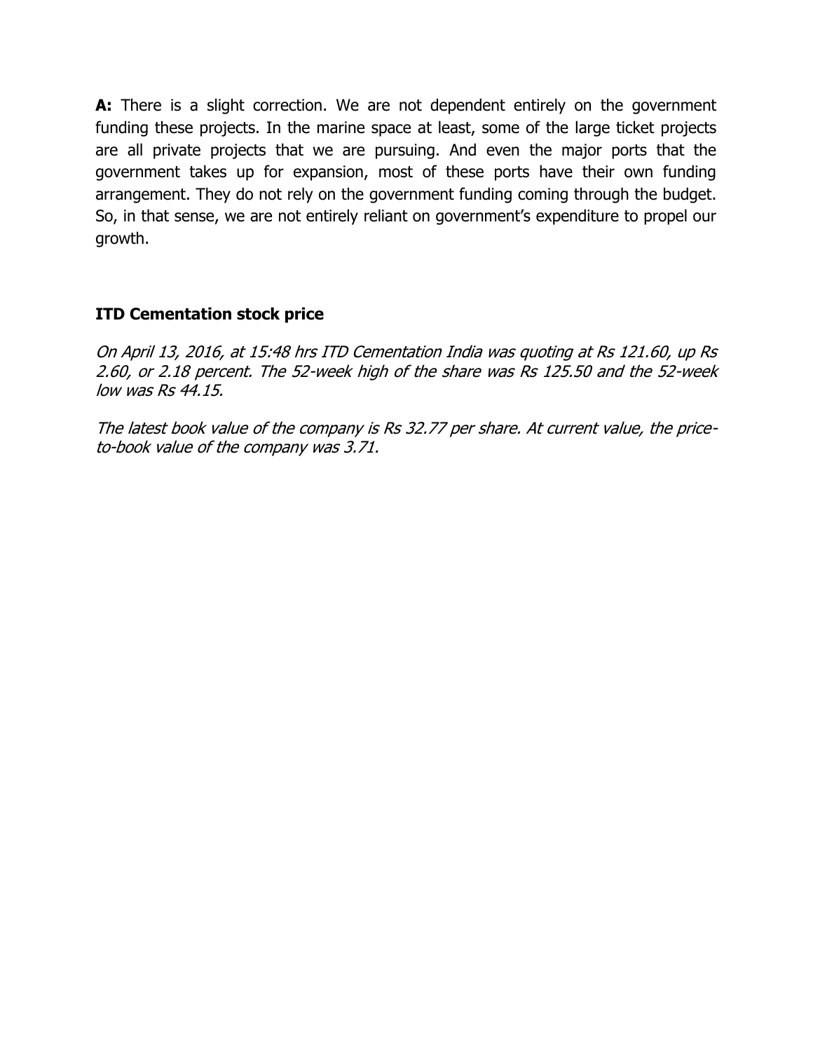**A:** There is a slight correction. We are not dependent entirely on the government funding these projects. In the marine space at least, some of the large ticket projects are all private projects that we are pursuing. And even the major ports that the government takes up for expansion, most of these ports have their own funding arrangement. They do not rely on the government funding coming through the budget. So, in that sense, we are not entirely reliant on government's expenditure to propel our growth.

## ITD Cementation stock price

*On April 13, 2016, at 15:48 hrs ITD Cementation India was quoting at Rs 121.60, up Rs 2.60, or 2.18 percent. The 52-week high of the share was Rs 125.50 and the 52-week low was Rs 44.15.*

*The latest book value of the company is Rs 32.77 per share. At current value, the price-to-book value of the company was 3.71.*